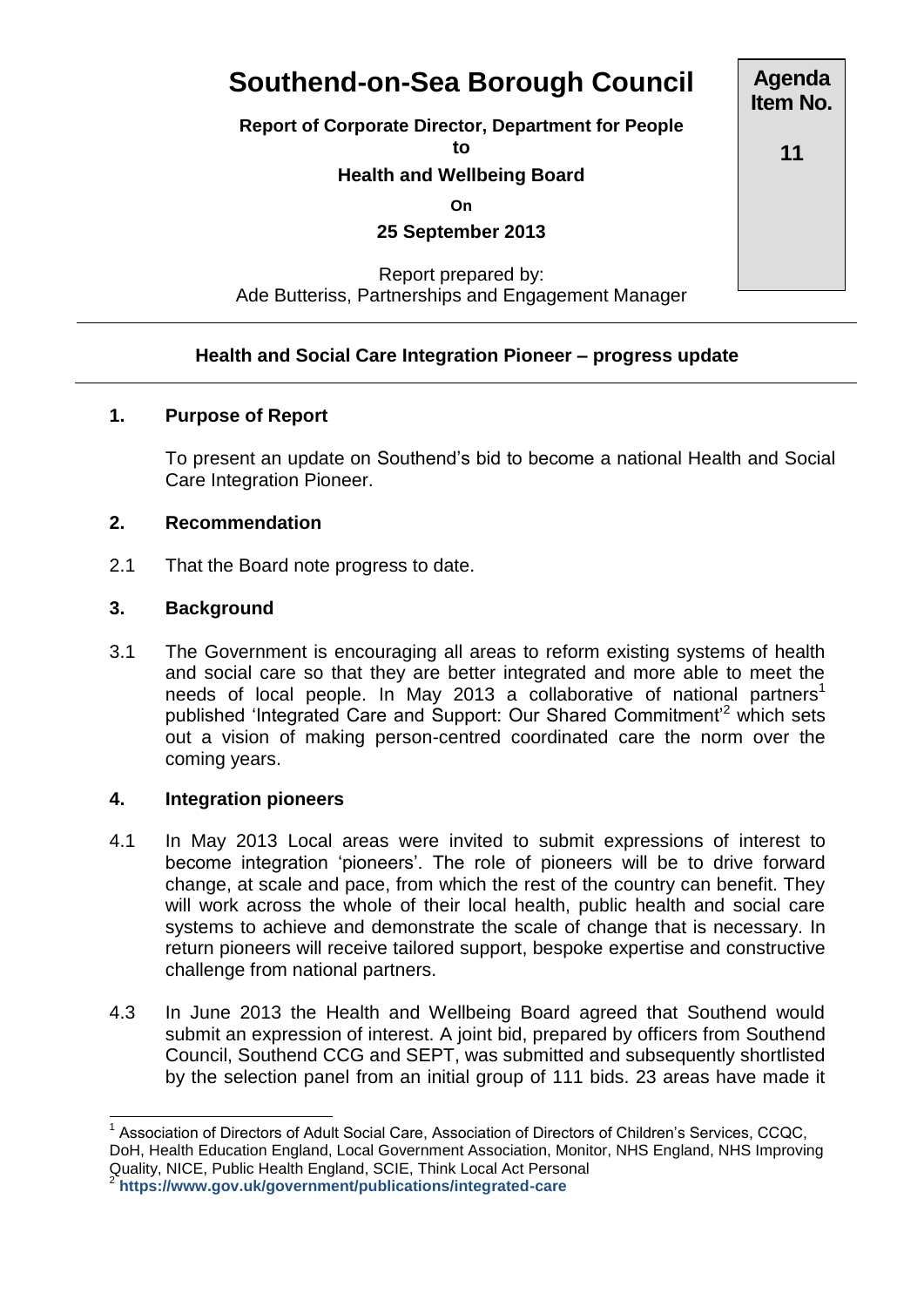# Southend-on-Sea Borough Council

**Report of Corporate Director, Department for People**

**to**

**Health and Wellbeing Board**

**On**

**25 September 2013**

Report prepared by:
Ade Butteriss, Partnerships and Engagement Manager

**Agenda Item No.**

**11**

---

## Health and Social Care Integration Pioneer – progress update

---

### 1. Purpose of Report

To present an update on Southend's bid to become a national Health and Social Care Integration Pioneer.

### 2. Recommendation

2.1 That the Board note progress to date.

### 3. Background

3.1 The Government is encouraging all areas to reform existing systems of health and social care so that they are better integrated and more able to meet the needs of local people. In May 2013 a collaborative of national partners[1] published 'Integrated Care and Support: Our Shared Commitment'[2] which sets out a vision of making person-centred coordinated care the norm over the coming years.

### 4. Integration pioneers

4.1 In May 2013 Local areas were invited to submit expressions of interest to become integration 'pioneers'. The role of pioneers will be to drive forward change, at scale and pace, from which the rest of the country can benefit. They will work across the whole of their local health, public health and social care systems to achieve and demonstrate the scale of change that is necessary. In return pioneers will receive tailored support, bespoke expertise and constructive challenge from national partners.

4.3 In June 2013 the Health and Wellbeing Board agreed that Southend would submit an expression of interest. A joint bid, prepared by officers from Southend Council, Southend CCG and SEPT, was submitted and subsequently shortlisted by the selection panel from an initial group of 111 bids. 23 areas have made it

---

[1] Association of Directors of Adult Social Care, Association of Directors of Children's Services, CCQC, DoH, Health Education England, Local Government Association, Monitor, NHS England, NHS Improving Quality, NICE, Public Health England, SCIE, Think Local Act Personal

[2] **https://www.gov.uk/government/publications/integrated-care**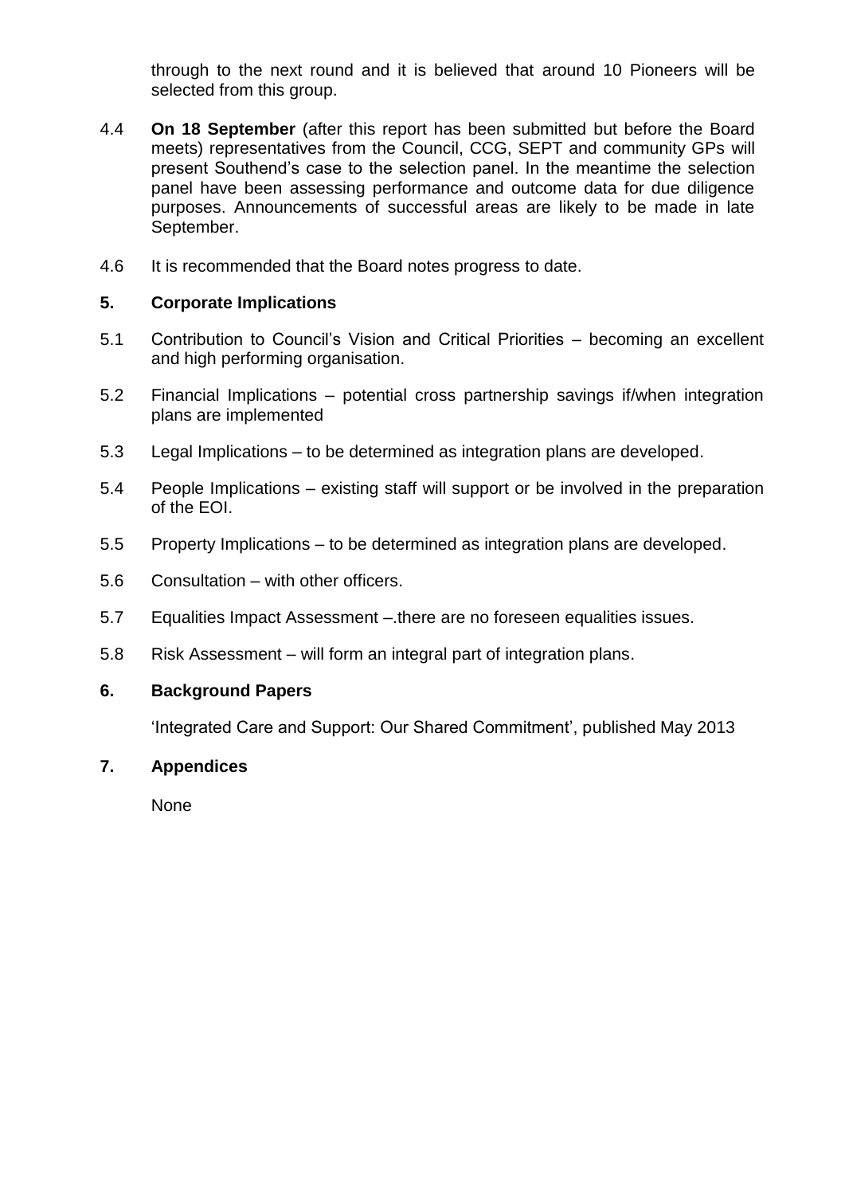through to the next round and it is believed that around 10 Pioneers will be selected from this group.

4.4 **On 18 September** (after this report has been submitted but before the Board meets) representatives from the Council, CCG, SEPT and community GPs will present Southend's case to the selection panel. In the meantime the selection panel have been assessing performance and outcome data for due diligence purposes. Announcements of successful areas are likely to be made in late September.

4.6 It is recommended that the Board notes progress to date.

## 5. Corporate Implications

5.1 Contribution to Council's Vision and Critical Priorities – becoming an excellent and high performing organisation.

5.2 Financial Implications – potential cross partnership savings if/when integration plans are implemented

5.3 Legal Implications – to be determined as integration plans are developed.

5.4 People Implications – existing staff will support or be involved in the preparation of the EOI.

5.5 Property Implications – to be determined as integration plans are developed.

5.6 Consultation – with other officers.

5.7 Equalities Impact Assessment –.there are no foreseen equalities issues.

5.8 Risk Assessment – will form an integral part of integration plans.

## 6. Background Papers

'Integrated Care and Support: Our Shared Commitment', published May 2013

## 7. Appendices

None